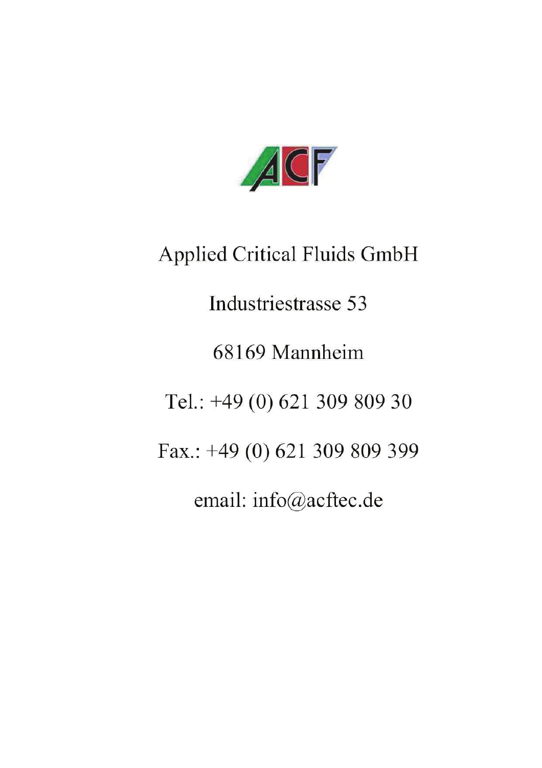ACF

Applied Critical Fluids GmbH

Industriestrasse 53

68169 Mannheim

Tel.: +49 (0) 621 309 809 30

Fax.: +49 (0) 621 309 809 399

email: info@acftec.de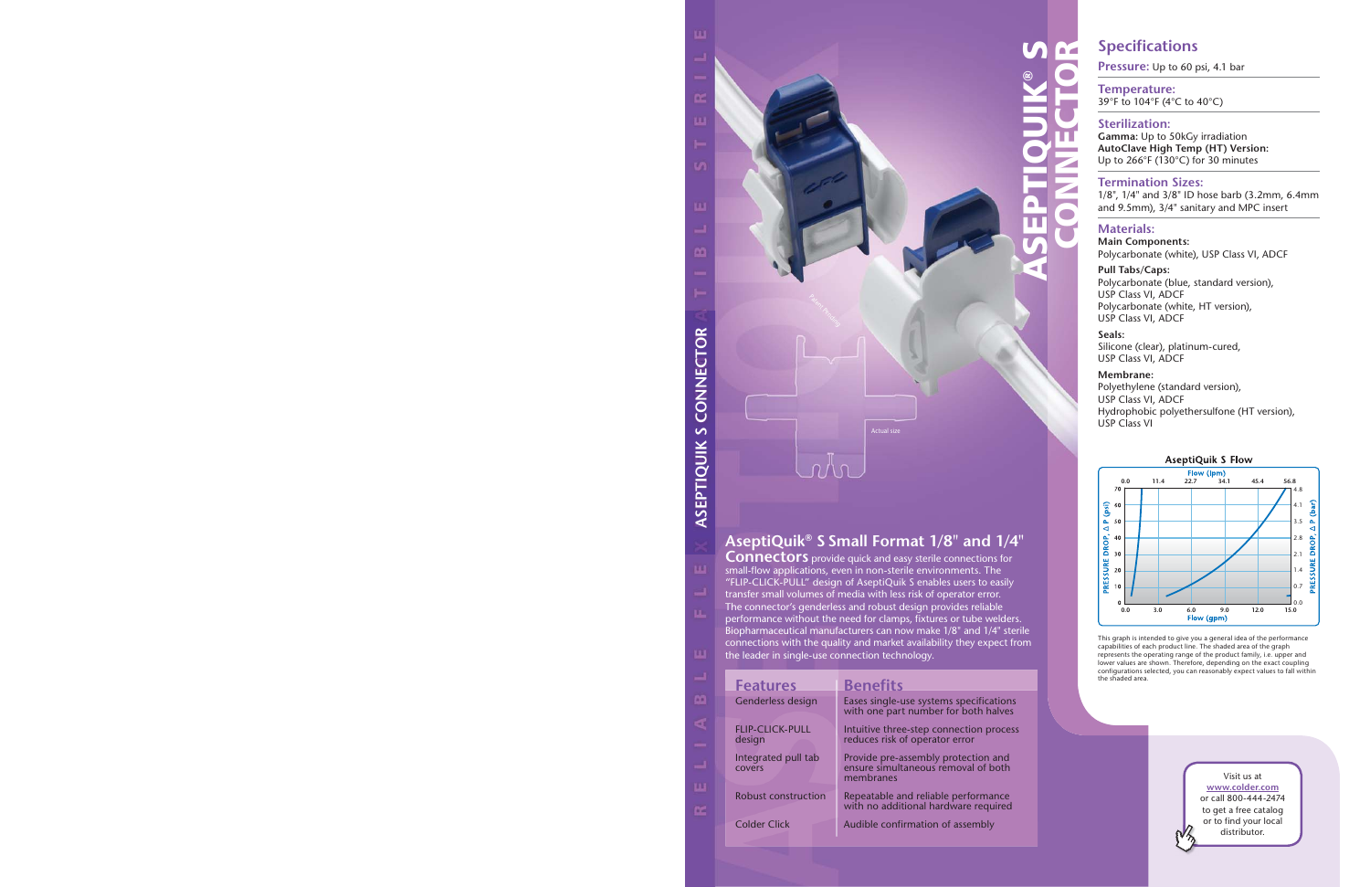# ASEPTIQUIK® S CONNECTOR

## AseptiQuik® S Small Format 1/8" and 1/4" Connectors

**AseptiQuik® S Small Format 1/8" and 1/4" Connectors** provide quick and easy sterile connections for small-flow applications, even in non-sterile environments. The "FLIP-CLICK-PULL" design of AseptiQuik S enables users to easily transfer small volumes of media with less risk of operator error. The connector's genderless and robust design provides reliable performance without the need for clamps, fixtures or tube welders. Biopharmaceutical manufacturers can now make 1/8" and 1/4" sterile connections with the quality and market availability they expect from the leader in single-use connection technology.

| Features | Benefits |
| --- | --- |
| Genderless design | Eases single-use systems specifications with one part number for both halves |
| FLIP-CLICK-PULL design | Intuitive three-step connection process reduces risk of operator error |
| Integrated pull tab covers | Provide pre-assembly protection and ensure simultaneous removal of both membranes |
| Robust construction | Repeatable and reliable performance with no additional hardware required |
| Colder Click | Audible confirmation of assembly |

## Specifications

**Pressure:** Up to 60 psi, 4.1 bar

**Temperature:**
39°F to 104°F (4°C to 40°C)

**Sterilization:**
**Gamma:** Up to 50kGy irradiation
**AutoClave High Temp (HT) Version:**
Up to 266°F (130°C) for 30 minutes

**Termination Sizes:**
1/8", 1/4" and 3/8" ID hose barb (3.2mm, 6.4mm and 9.5mm), 3/4" sanitary and MPC insert

**Materials:**

**Main Components:**
Polycarbonate (white), USP Class VI, ADCF

**Pull Tabs/Caps:**
Polycarbonate (blue, standard version), USP Class VI, ADCF
Polycarbonate (white, HT version), USP Class VI, ADCF

**Seals:**
Silicone (clear), platinum-cured, USP Class VI, ADCF

**Membrane:**
Polyethylene (standard version), USP Class VI, ADCF
Hydrophobic polyethersulfone (HT version), USP Class VI

**AseptiQuik S Flow**

This graph is intended to give you a general idea of the performance capabilities of each product line. The shaded area of the graph represents the operating range of the product family, i.e. upper and lower values are shown. Therefore, depending on the exact coupling configurations selected, you can reasonably expect values to fall within the shaded area.

Visit us at www.colder.com or call 800-444-2474 to get a free catalog or to find your local distributor.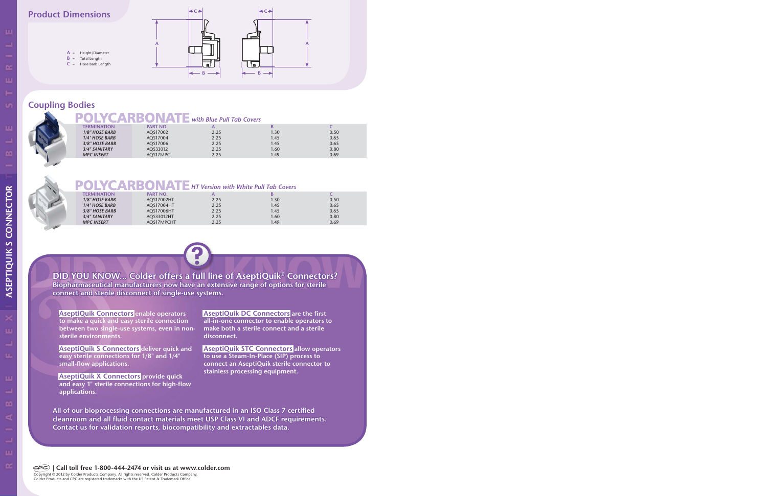## Product Dimensions

A = Height/Diameter
B = Total Length
C = Hose Barb Length

## Coupling Bodies

### POLYCARBONATE *with Blue Pull Tab Covers*

| TERMINATION | PART NO. | A | B | C |
|---|---|---|---|---|
| *1/8" HOSE BARB* | AQS17002 | 2.25 | 1.30 | 0.50 |
| *1/4" HOSE BARB* | AQS17004 | 2.25 | 1.45 | 0.65 |
| *3/8" HOSE BARB* | AQS17006 | 2.25 | 1.45 | 0.65 |
| *3/4" SANITARY* | AQS33012 | 2.25 | 1.60 | 0.80 |
| *MPC INSERT* | AQS17MPC | 2.25 | 1.49 | 0.69 |

### POLYCARBONATE *HT Version with White Pull Tab Covers*

| TERMINATION | PART NO. | A | B | C |
|---|---|---|---|---|
| *1/8" HOSE BARB* | AQS17002HT | 2.25 | 1.30 | 0.50 |
| *1/4" HOSE BARB* | AQS17004HT | 2.25 | 1.45 | 0.65 |
| *3/8" HOSE BARB* | AQS17006HT | 2.25 | 1.45 | 0.65 |
| *3/4" SANITARY* | AQS33012HT | 2.25 | 1.60 | 0.80 |
| *MPC INSERT* | AQS17MPCHT | 2.25 | 1.49 | 0.69 |

## DID YOU KNOW... Colder offers a full line of AseptiQuik® Connectors?

**Biopharmaceutical manufacturers now have an extensive range of options for sterile connect and sterile disconnect of single-use systems.**

**AseptiQuik Connectors** enable operators to make a quick and easy sterile connection between two single-use systems, even in non-sterile environments.

**AseptiQuik S Connectors** deliver quick and easy sterile connections for 1/8" and 1/4" small-flow applications.

**AseptiQuik X Connectors** provide quick and easy 1" sterile connections for high-flow applications.

**AseptiQuik DC Connectors** are the first all-in-one connector to enable operators to make both a sterile connect and a sterile disconnect.

**AseptiQuik STC Connectors** allow operators to use a Steam-In-Place (SIP) process to connect an AseptiQuik sterile connector to stainless processing equipment.

All of our bioprocessing connections are manufactured in an ISO Class 7 certified cleanroom and all fluid contact materials meet USP Class VI and ADCF requirements. Contact us for validation reports, biocompatibility and extractables data.

| Call toll free 1-800-444-2474 or visit us at www.colder.com

Copyright © 2012 by Colder Products Company. All rights reserved. Colder Products Company, Colder Products and CPC are registered trademarks with the US Patent & Trademark Office.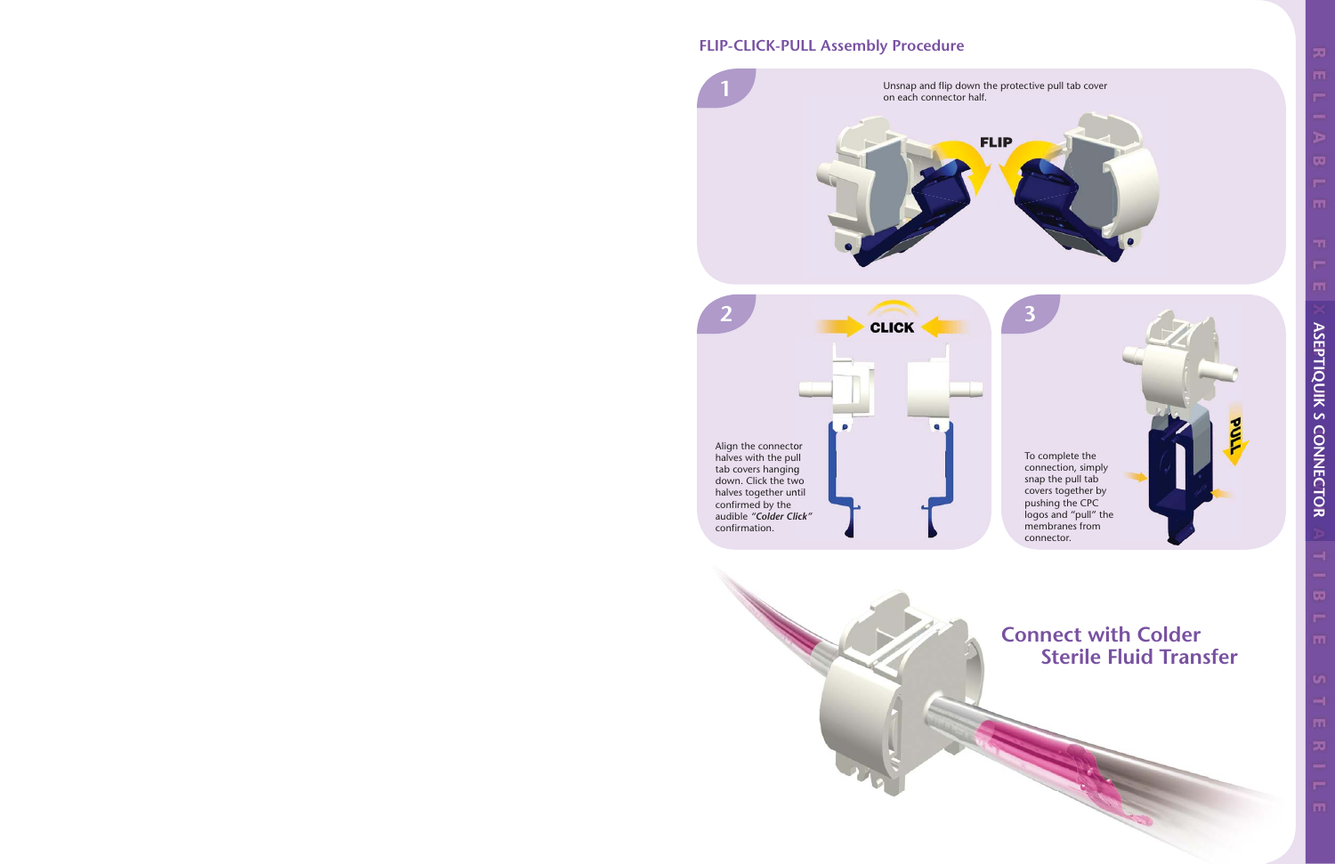## FLIP-CLICK-PULL Assembly Procedure

**1**

Unsnap and flip down the protective pull tab cover on each connector half.

FLIP

**2**

CLICK

Align the connector halves with the pull tab covers hanging down. Click the two halves together until confirmed by the audible ***"Colder Click"*** confirmation.

**3**

To complete the connection, simply snap the pull tab covers together by pushing the CPC logos and "pull" the membranes from connector.

PULL

## Connect with Colder Sterile Fluid Transfer

RELIABLE FLEX ASEPTIQUIK S CONNECTOR ATIBLE STERILE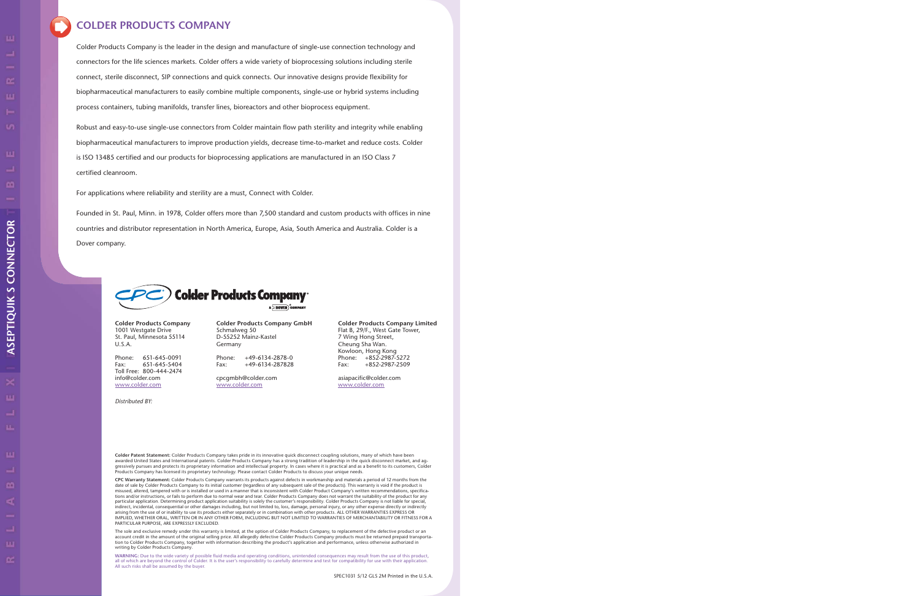## COLDER PRODUCTS COMPANY

Colder Products Company is the leader in the design and manufacture of single-use connection technology and connectors for the life sciences markets. Colder offers a wide variety of bioprocessing solutions including sterile connect, sterile disconnect, SIP connections and quick connects. Our innovative designs provide flexibility for biopharmaceutical manufacturers to easily combine multiple components, single-use or hybrid systems including process containers, tubing manifolds, transfer lines, bioreactors and other bioprocess equipment.

Robust and easy-to-use single-use connectors from Colder maintain flow path sterility and integrity while enabling biopharmaceutical manufacturers to improve production yields, decrease time-to-market and reduce costs. Colder is ISO 13485 certified and our products for bioprocessing applications are manufactured in an ISO Class 7 certified cleanroom.

For applications where reliability and sterility are a must, Connect with Colder.

Founded in St. Paul, Minn. in 1978, Colder offers more than 7,500 standard and custom products with offices in nine countries and distributor representation in North America, Europe, Asia, South America and Australia. Colder is a Dover company.

Colder Products Company
A DOVER COMPANY

**Colder Products Company**
1001 Westgate Drive
St. Paul, Minnesota 55114
U.S.A.

Phone: 651-645-0091
Fax: 651-645-5404
Toll Free: 800-444-2474
info@colder.com
www.colder.com

**Colder Products Company GmbH**
Schmalweg 50
D-55252 Mainz-Kastel
Germany

Phone: +49-6134-2878-0
Fax: +49-6134-287828

cpcgmbh@colder.com
www.colder.com

**Colder Products Company Limited**
Flat B, 29/F., West Gate Tower,
7 Wing Hong Street,
Cheung Sha Wan.
Kowloon, Hong Kong
Phone: +852-2987-5272
Fax: +852-2987-2509

asiapacific@colder.com
www.colder.com

*Distributed BY:*

**Colder Patent Statement:** Colder Products Company takes pride in its innovative quick disconnect coupling solutions, many of which have been awarded United States and International patents. Colder Products Company has a strong tradition of leadership in the quick disconnect market, and aggressively pursues and protects its proprietary information and intellectual property. In cases where it is practical and as a benefit to its customers, Colder Products Company has licensed its proprietary technology. Please contact Colder Products to discuss your unique needs.

**CPC Warranty Statement:** Colder Products Company warrants its products against defects in workmanship and materials a period of 12 months from the date of sale by Colder Products Company to its initial customer (regardless of any subsequent sale of the products). This warranty is void if the product is misused, altered, tampered with or is installed or used in a manner that is inconsistent with Colder Product Company's written recommendations, specifications and/or instructions, or fails to perform due to normal wear and tear. Colder Products Company does not warrant the suitability of the product for any particular application. Determining product application suitability is solely the customer's responsibility. Colder Products Company is not liable for special, indirect, incidental, consequential or other damages including, but not limited to, loss, damage, personal injury, or any other expense directly or indirectly arising from the use of or inability to use its products either separately or in combination with other products. ALL OTHER WARRANTIES EXPRESS OR IMPLIED, WHETHER ORAL, WRITTEN OR IN ANY OTHER FORM, INCLUDING BUT NOT LIMITED TO WARRANTIES OF MERCHANTABILITY OR FITNESS FOR A PARTICULAR PURPOSE, ARE EXPRESSLY EXCLUDED.

The sole and exclusive remedy under this warranty is limited, at the option of Colder Products Company, to replacement of the defective product or an account credit in the amount of the original selling price. All allegedly defective Colder Products Company products must be returned prepaid transportation to Colder Products Company, together with information describing the product's application and performance, unless otherwise authorized in writing by Colder Products Company.

**WARNING:** Due to the wide variety of possible fluid media and operating conditions, unintended consequences may result from the use of this product, all of which are beyond the control of Colder. It is the user's responsibility to carefully determine and test for compatibility for use with their application. All such risks shall be assumed by the buyer.

SPEC1031 5/12 GLS 2M Printed in the U.S.A.